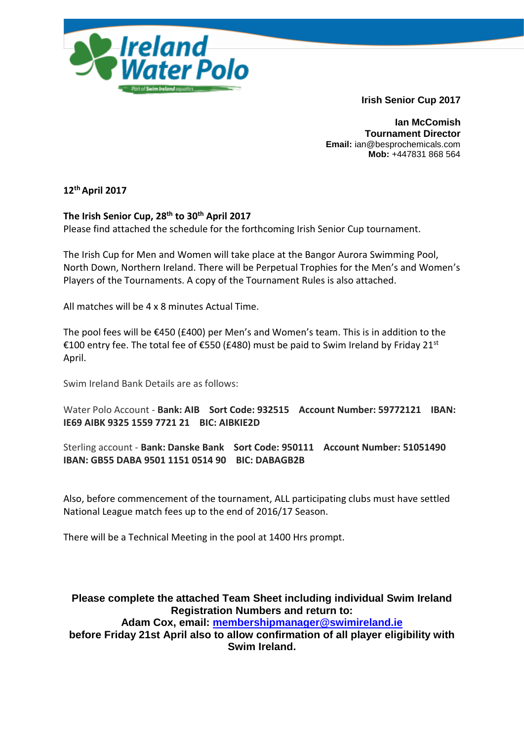Ireland Water Polo

Part of Swim Ireland aquatics

**Irish Senior Cup 2017**

**Ian McComish**
**Tournament Director**
**Email:** ian@besprochemicals.com
**Mob:** +447831 868 564

**12th April 2017**

**The Irish Senior Cup, 28th to 30th April 2017**
Please find attached the schedule for the forthcoming Irish Senior Cup tournament.

The Irish Cup for Men and Women will take place at the Bangor Aurora Swimming Pool, North Down, Northern Ireland. There will be Perpetual Trophies for the Men's and Women's Players of the Tournaments. A copy of the Tournament Rules is also attached.

All matches will be 4 x 8 minutes Actual Time.

The pool fees will be €450 (£400) per Men's and Women's team. This is in addition to the €100 entry fee. The total fee of €550 (£480) must be paid to Swim Ireland by Friday 21st April.

Swim Ireland Bank Details are as follows:

Water Polo Account - **Bank: AIB Sort Code: 932515 Account Number: 59772121 IBAN: IE69 AIBK 9325 1559 7721 21 BIC: AIBKIE2D**

Sterling account - **Bank: Danske Bank Sort Code: 950111 Account Number: 51051490 IBAN: GB55 DABA 9501 1151 0514 90 BIC: DABAGB2B**

Also, before commencement of the tournament, ALL participating clubs must have settled National League match fees up to the end of 2016/17 Season.

There will be a Technical Meeting in the pool at 1400 Hrs prompt.

**Please complete the attached Team Sheet including individual Swim Ireland Registration Numbers and return to:**
**Adam Cox, email: membershipmanager@swimireland.ie**
**before Friday 21st April also to allow confirmation of all player eligibility with Swim Ireland.**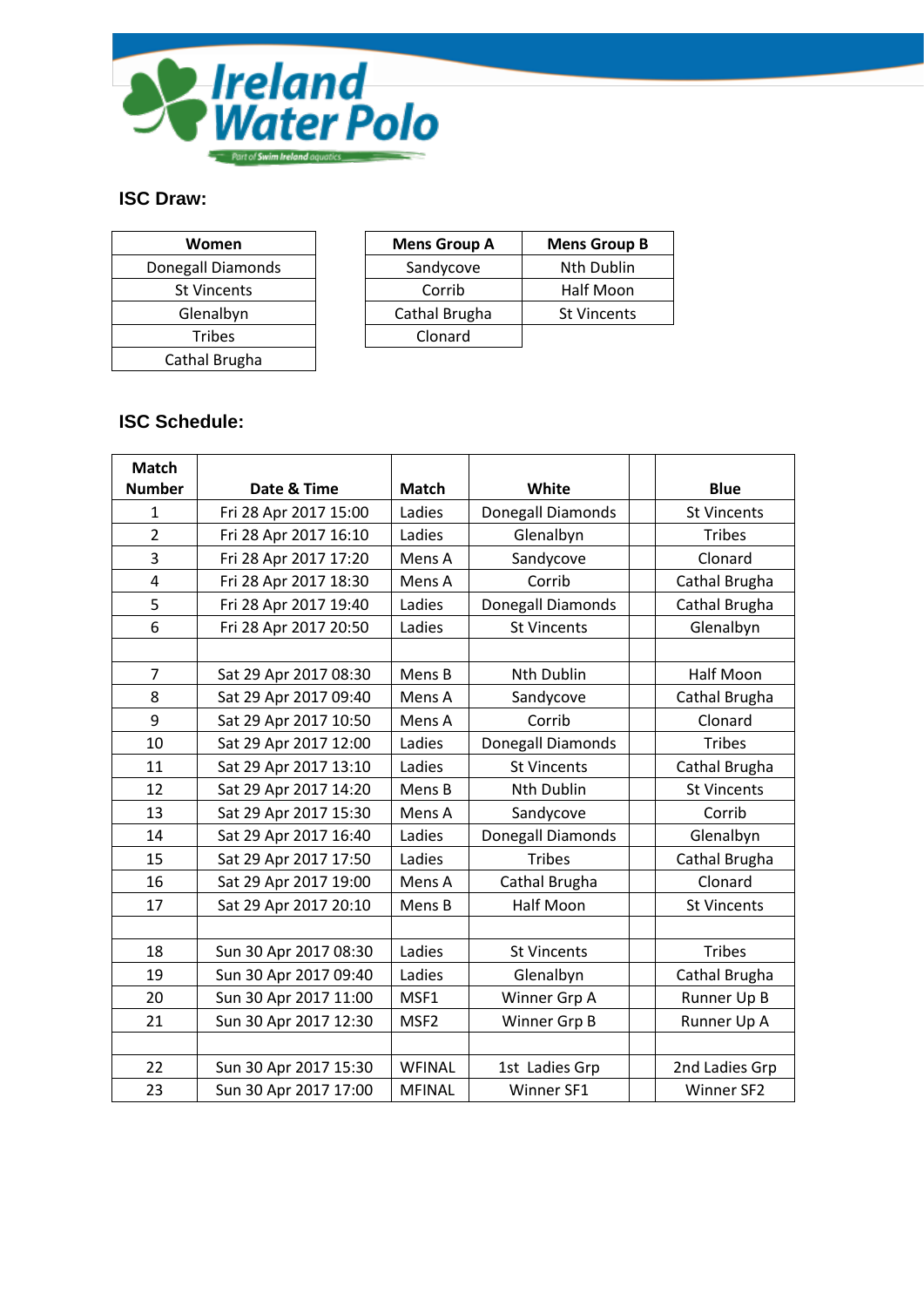## ISC Draw:

| Women |
|---|
| Donegall Diamonds |
| St Vincents |
| Glenalbyn |
| Tribes |
| Cathal Brugha |

| Mens Group A | Mens Group B |
|---|---|
| Sandycove | Nth Dublin |
| Corrib | Half Moon |
| Cathal Brugha | St Vincents |
| Clonard | |

## ISC Schedule:

| Match Number | Date & Time | Match | White | | Blue |
|---|---|---|---|---|---|
| 1 | Fri 28 Apr 2017 15:00 | Ladies | Donegall Diamonds | | St Vincents |
| 2 | Fri 28 Apr 2017 16:10 | Ladies | Glenalbyn | | Tribes |
| 3 | Fri 28 Apr 2017 17:20 | Mens A | Sandycove | | Clonard |
| 4 | Fri 28 Apr 2017 18:30 | Mens A | Corrib | | Cathal Brugha |
| 5 | Fri 28 Apr 2017 19:40 | Ladies | Donegall Diamonds | | Cathal Brugha |
| 6 | Fri 28 Apr 2017 20:50 | Ladies | St Vincents | | Glenalbyn |
| | | | | | |
| 7 | Sat 29 Apr 2017 08:30 | Mens B | Nth Dublin | | Half Moon |
| 8 | Sat 29 Apr 2017 09:40 | Mens A | Sandycove | | Cathal Brugha |
| 9 | Sat 29 Apr 2017 10:50 | Mens A | Corrib | | Clonard |
| 10 | Sat 29 Apr 2017 12:00 | Ladies | Donegall Diamonds | | Tribes |
| 11 | Sat 29 Apr 2017 13:10 | Ladies | St Vincents | | Cathal Brugha |
| 12 | Sat 29 Apr 2017 14:20 | Mens B | Nth Dublin | | St Vincents |
| 13 | Sat 29 Apr 2017 15:30 | Mens A | Sandycove | | Corrib |
| 14 | Sat 29 Apr 2017 16:40 | Ladies | Donegall Diamonds | | Glenalbyn |
| 15 | Sat 29 Apr 2017 17:50 | Ladies | Tribes | | Cathal Brugha |
| 16 | Sat 29 Apr 2017 19:00 | Mens A | Cathal Brugha | | Clonard |
| 17 | Sat 29 Apr 2017 20:10 | Mens B | Half Moon | | St Vincents |
| | | | | | |
| 18 | Sun 30 Apr 2017 08:30 | Ladies | St Vincents | | Tribes |
| 19 | Sun 30 Apr 2017 09:40 | Ladies | Glenalbyn | | Cathal Brugha |
| 20 | Sun 30 Apr 2017 11:00 | MSF1 | Winner Grp A | | Runner Up B |
| 21 | Sun 30 Apr 2017 12:30 | MSF2 | Winner Grp B | | Runner Up A |
| | | | | | |
| 22 | Sun 30 Apr 2017 15:30 | WFINAL | 1st Ladies Grp | | 2nd Ladies Grp |
| 23 | Sun 30 Apr 2017 17:00 | MFINAL | Winner SF1 | | Winner SF2 |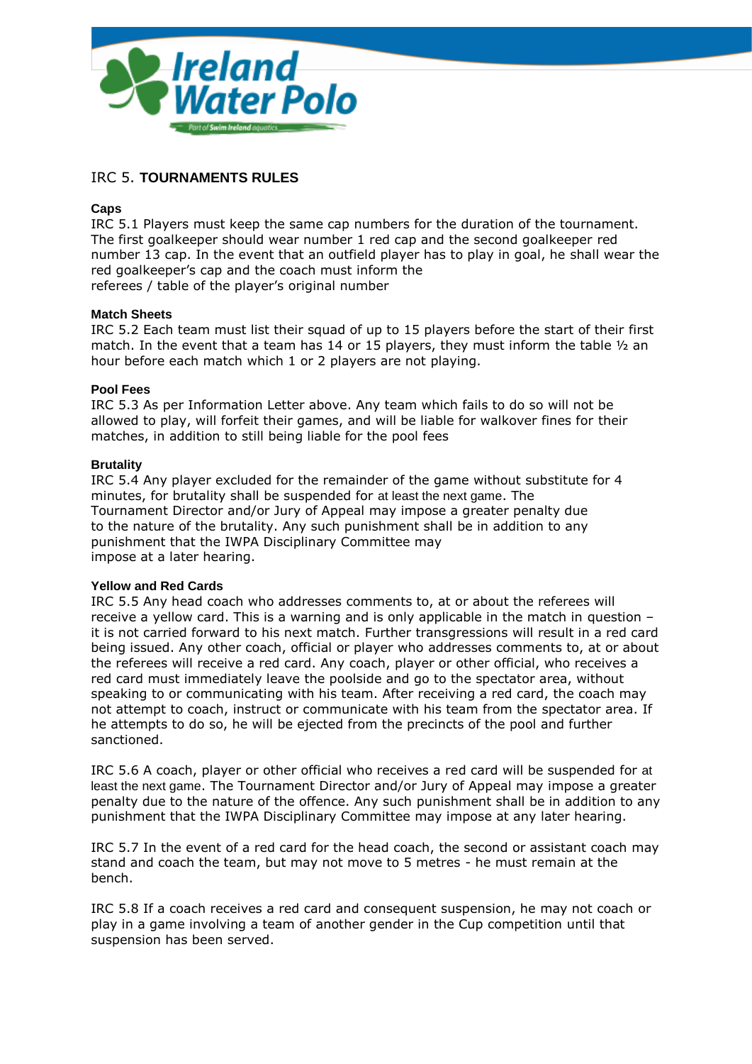## IRC 5. TOURNAMENTS RULES

### Caps

IRC 5.1 Players must keep the same cap numbers for the duration of the tournament. The first goalkeeper should wear number 1 red cap and the second goalkeeper red number 13 cap. In the event that an outfield player has to play in goal, he shall wear the red goalkeeper's cap and the coach must inform the referees / table of the player's original number

### Match Sheets

IRC 5.2 Each team must list their squad of up to 15 players before the start of their first match. In the event that a team has 14 or 15 players, they must inform the table ½ an hour before each match which 1 or 2 players are not playing.

### Pool Fees

IRC 5.3 As per Information Letter above. Any team which fails to do so will not be allowed to play, will forfeit their games, and will be liable for walkover fines for their matches, in addition to still being liable for the pool fees

### Brutality

IRC 5.4 Any player excluded for the remainder of the game without substitute for 4 minutes, for brutality shall be suspended for at least the next game. The Tournament Director and/or Jury of Appeal may impose a greater penalty due to the nature of the brutality. Any such punishment shall be in addition to any punishment that the IWPA Disciplinary Committee may impose at a later hearing.

### Yellow and Red Cards

IRC 5.5 Any head coach who addresses comments to, at or about the referees will receive a yellow card. This is a warning and is only applicable in the match in question – it is not carried forward to his next match. Further transgressions will result in a red card being issued. Any other coach, official or player who addresses comments to, at or about the referees will receive a red card. Any coach, player or other official, who receives a red card must immediately leave the poolside and go to the spectator area, without speaking to or communicating with his team. After receiving a red card, the coach may not attempt to coach, instruct or communicate with his team from the spectator area. If he attempts to do so, he will be ejected from the precincts of the pool and further sanctioned.

IRC 5.6 A coach, player or other official who receives a red card will be suspended for at least the next game. The Tournament Director and/or Jury of Appeal may impose a greater penalty due to the nature of the offence. Any such punishment shall be in addition to any punishment that the IWPA Disciplinary Committee may impose at any later hearing.

IRC 5.7 In the event of a red card for the head coach, the second or assistant coach may stand and coach the team, but may not move to 5 metres - he must remain at the bench.

IRC 5.8 If a coach receives a red card and consequent suspension, he may not coach or play in a game involving a team of another gender in the Cup competition until that suspension has been served.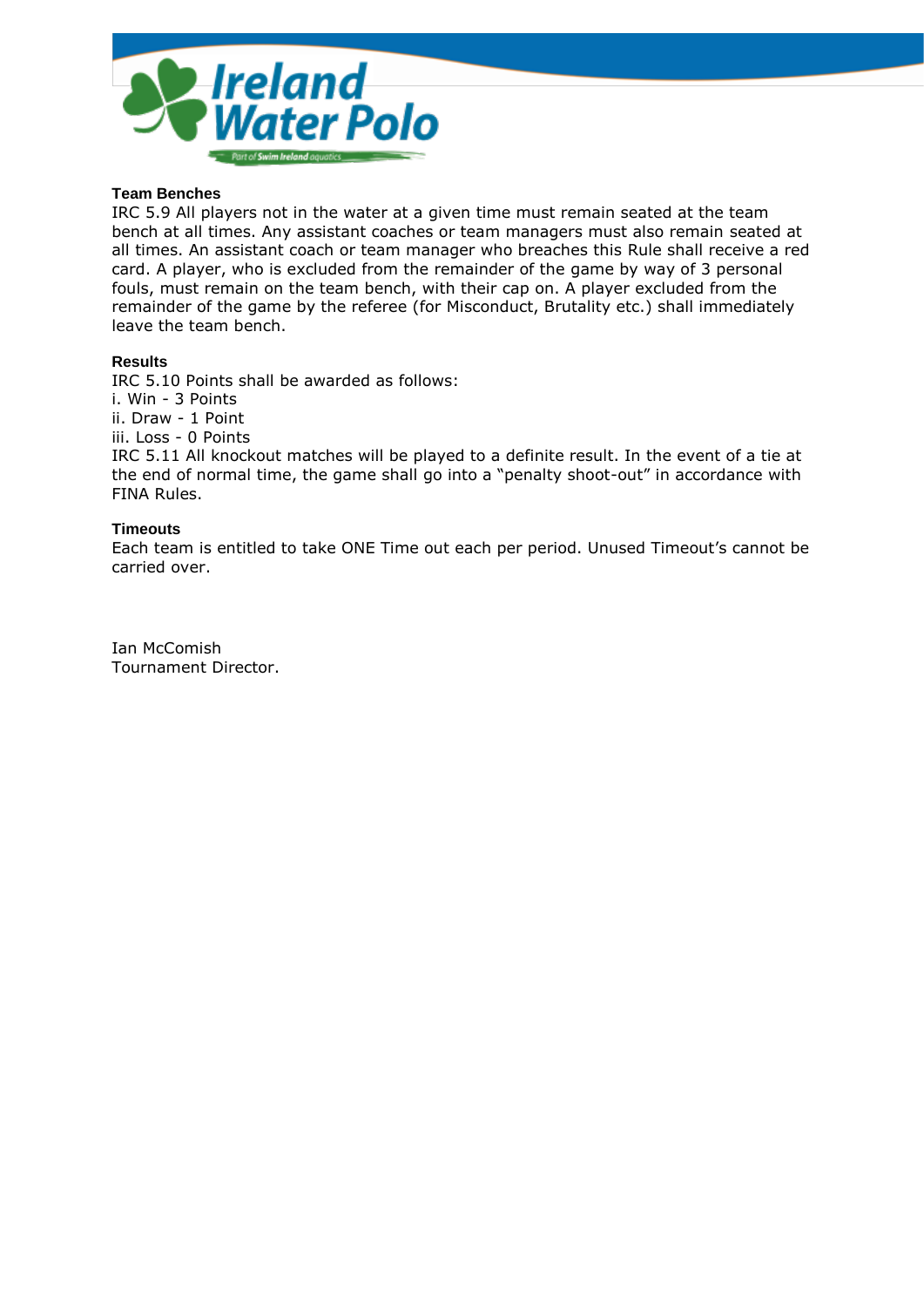### Team Benches

IRC 5.9 All players not in the water at a given time must remain seated at the team bench at all times. Any assistant coaches or team managers must also remain seated at all times. An assistant coach or team manager who breaches this Rule shall receive a red card. A player, who is excluded from the remainder of the game by way of 3 personal fouls, must remain on the team bench, with their cap on. A player excluded from the remainder of the game by the referee (for Misconduct, Brutality etc.) shall immediately leave the team bench.

### Results

IRC 5.10 Points shall be awarded as follows:
i. Win - 3 Points
ii. Draw - 1 Point
iii. Loss - 0 Points

IRC 5.11 All knockout matches will be played to a definite result. In the event of a tie at the end of normal time, the game shall go into a "penalty shoot-out" in accordance with FINA Rules.

### Timeouts

Each team is entitled to take ONE Time out each per period. Unused Timeout's cannot be carried over.

Ian McComish
Tournament Director.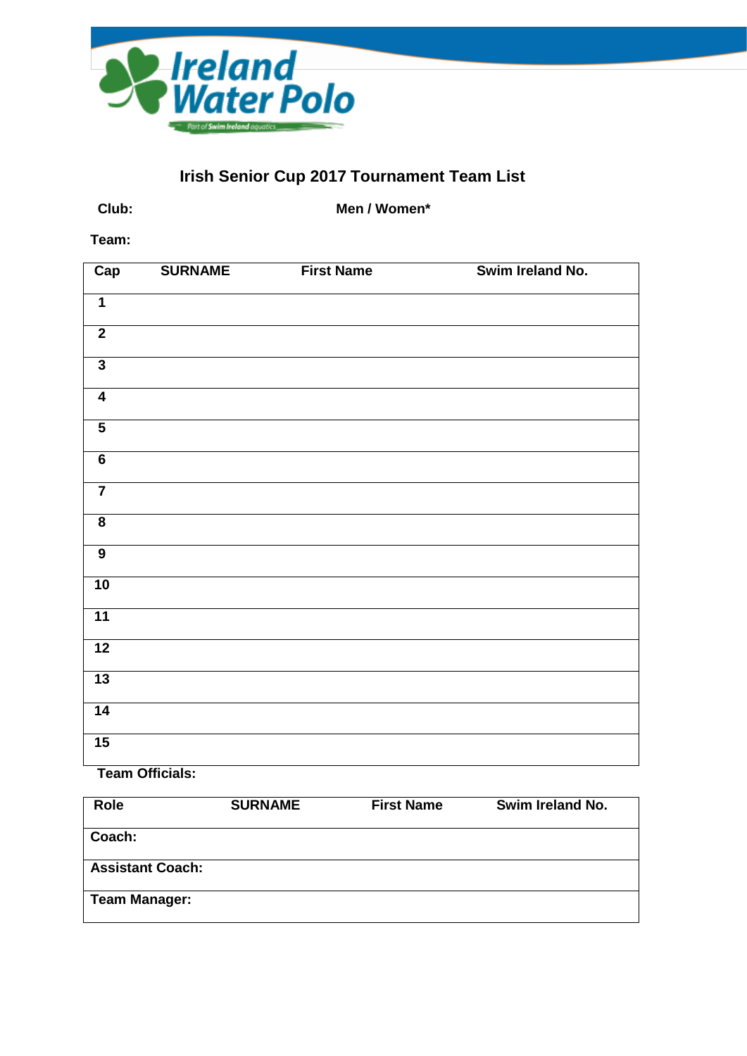# Irish Senior Cup 2017 Tournament Team List

**Club:** **Men / Women***

**Team:**

| Cap | SURNAME | First Name | Swim Ireland No. |
|---|---|---|---|
| 1 | | | |
| 2 | | | |
| 3 | | | |
| 4 | | | |
| 5 | | | |
| 6 | | | |
| 7 | | | |
| 8 | | | |
| 9 | | | |
| 10 | | | |
| 11 | | | |
| 12 | | | |
| 13 | | | |
| 14 | | | |
| 15 | | | |

**Team Officials:**

| Role | SURNAME | First Name | Swim Ireland No. |
|---|---|---|---|
| Coach: | | | |
| Assistant Coach: | | | |
| Team Manager: | | | |